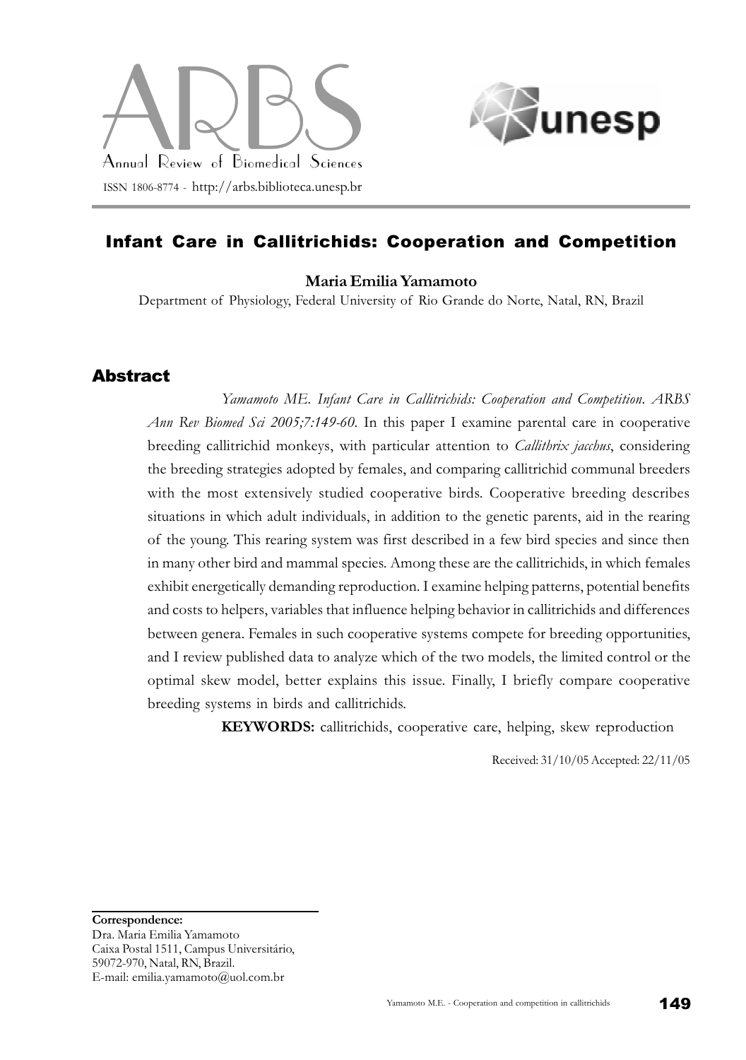# Infant Care in Callitrichids: Cooperation and Competition

**Maria Emilia Yamamoto**

Department of Physiology, Federal University of Rio Grande do Norte, Natal, RN, Brazil

## Abstract

*Yamamoto ME. Infant Care in Callitrichids: Cooperation and Competition. ARBS Ann Rev Biomed Sci 2005;7:149-60.* In this paper I examine parental care in cooperative breeding callitrichid monkeys, with particular attention to *Callithrix jacchus*, considering the breeding strategies adopted by females, and comparing callitrichid communal breeders with the most extensively studied cooperative birds. Cooperative breeding describes situations in which adult individuals, in addition to the genetic parents, aid in the rearing of the young. This rearing system was first described in a few bird species and since then in many other bird and mammal species. Among these are the callitrichids, in which females exhibit energetically demanding reproduction. I examine helping patterns, potential benefits and costs to helpers, variables that influence helping behavior in callitrichids and differences between genera. Females in such cooperative systems compete for breeding opportunities, and I review published data to analyze which of the two models, the limited control or the optimal skew model, better explains this issue. Finally, I briefly compare cooperative breeding systems in birds and callitrichids.

**KEYWORDS:** callitrichids, cooperative care, helping, skew reproduction

Received: 31/10/05 Accepted: 22/11/05

**Correspondence:**
Dra. Maria Emilia Yamamoto
Caixa Postal 1511, Campus Universitário,
59072-970, Natal, RN, Brazil.
E-mail: emilia.yamamoto@uol.com.br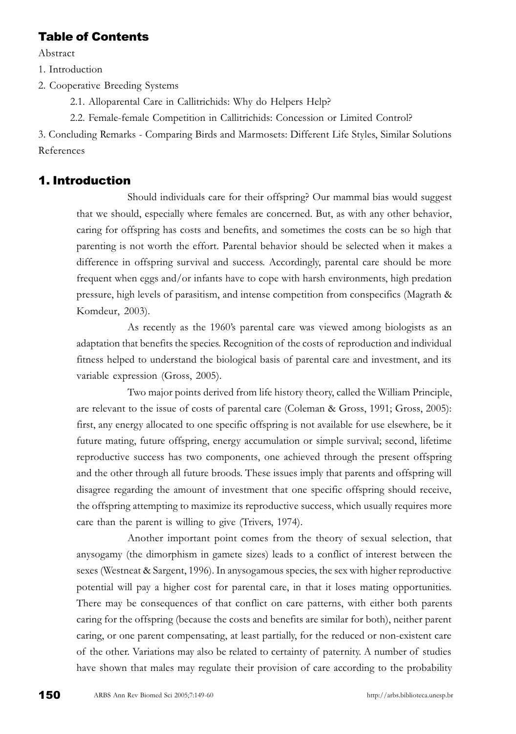## Table of Contents

Abstract

1. Introduction

2. Cooperative Breeding Systems

    2.1. Alloparental Care in Callitrichids: Why do Helpers Help?

    2.2. Female-female Competition in Callitrichids: Concession or Limited Control?

3. Concluding Remarks - Comparing Birds and Marmosets: Different Life Styles, Similar Solutions

References

## 1. Introduction

Should individuals care for their offspring? Our mammal bias would suggest that we should, especially where females are concerned. But, as with any other behavior, caring for offspring has costs and benefits, and sometimes the costs can be so high that parenting is not worth the effort. Parental behavior should be selected when it makes a difference in offspring survival and success. Accordingly, parental care should be more frequent when eggs and/or infants have to cope with harsh environments, high predation pressure, high levels of parasitism, and intense competition from conspecifics (Magrath & Komdeur, 2003).

As recently as the 1960's parental care was viewed among biologists as an adaptation that benefits the species. Recognition of the costs of reproduction and individual fitness helped to understand the biological basis of parental care and investment, and its variable expression (Gross, 2005).

Two major points derived from life history theory, called the William Principle, are relevant to the issue of costs of parental care (Coleman & Gross, 1991; Gross, 2005): first, any energy allocated to one specific offspring is not available for use elsewhere, be it future mating, future offspring, energy accumulation or simple survival; second, lifetime reproductive success has two components, one achieved through the present offspring and the other through all future broods. These issues imply that parents and offspring will disagree regarding the amount of investment that one specific offspring should receive, the offspring attempting to maximize its reproductive success, which usually requires more care than the parent is willing to give (Trivers, 1974).

Another important point comes from the theory of sexual selection, that anysogamy (the dimorphism in gamete sizes) leads to a conflict of interest between the sexes (Westneat & Sargent, 1996). In anysogamous species, the sex with higher reproductive potential will pay a higher cost for parental care, in that it loses mating opportunities. There may be consequences of that conflict on care patterns, with either both parents caring for the offspring (because the costs and benefits are similar for both), neither parent caring, or one parent compensating, at least partially, for the reduced or non-existent care of the other. Variations may also be related to certainty of paternity. A number of studies have shown that males may regulate their provision of care according to the probability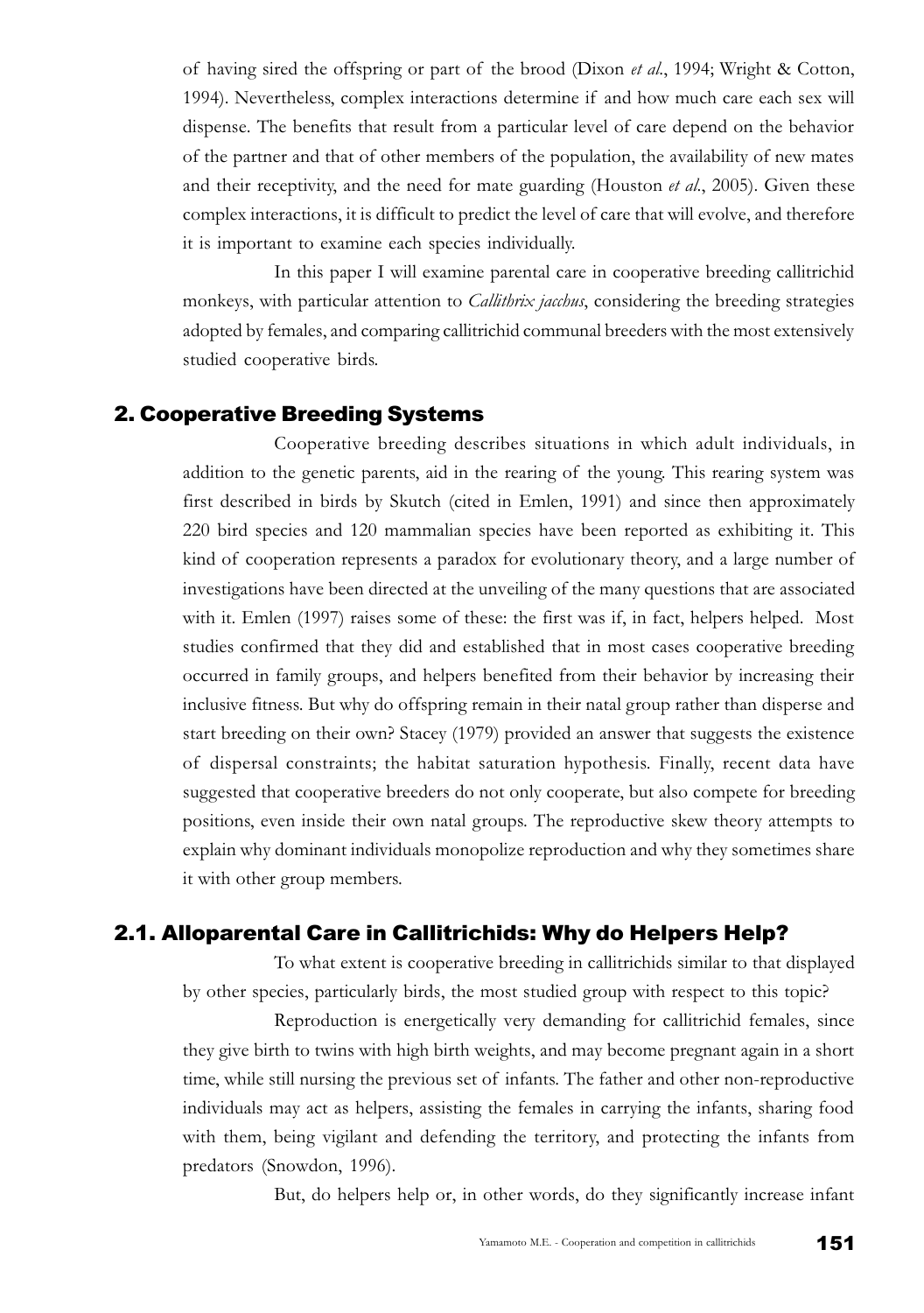of having sired the offspring or part of the brood (Dixon *et al.*, 1994; Wright & Cotton, 1994). Nevertheless, complex interactions determine if and how much care each sex will dispense. The benefits that result from a particular level of care depend on the behavior of the partner and that of other members of the population, the availability of new mates and their receptivity, and the need for mate guarding (Houston *et al.*, 2005). Given these complex interactions, it is difficult to predict the level of care that will evolve, and therefore it is important to examine each species individually.

In this paper I will examine parental care in cooperative breeding callitrichid monkeys, with particular attention to *Callithrix jacchus*, considering the breeding strategies adopted by females, and comparing callitrichid communal breeders with the most extensively studied cooperative birds.

## 2. Cooperative Breeding Systems

Cooperative breeding describes situations in which adult individuals, in addition to the genetic parents, aid in the rearing of the young. This rearing system was first described in birds by Skutch (cited in Emlen, 1991) and since then approximately 220 bird species and 120 mammalian species have been reported as exhibiting it. This kind of cooperation represents a paradox for evolutionary theory, and a large number of investigations have been directed at the unveiling of the many questions that are associated with it. Emlen (1997) raises some of these: the first was if, in fact, helpers helped. Most studies confirmed that they did and established that in most cases cooperative breeding occurred in family groups, and helpers benefited from their behavior by increasing their inclusive fitness. But why do offspring remain in their natal group rather than disperse and start breeding on their own? Stacey (1979) provided an answer that suggests the existence of dispersal constraints; the habitat saturation hypothesis. Finally, recent data have suggested that cooperative breeders do not only cooperate, but also compete for breeding positions, even inside their own natal groups. The reproductive skew theory attempts to explain why dominant individuals monopolize reproduction and why they sometimes share it with other group members.

## 2.1. Alloparental Care in Callitrichids: Why do Helpers Help?

To what extent is cooperative breeding in callitrichids similar to that displayed by other species, particularly birds, the most studied group with respect to this topic?

Reproduction is energetically very demanding for callitrichid females, since they give birth to twins with high birth weights, and may become pregnant again in a short time, while still nursing the previous set of infants. The father and other non-reproductive individuals may act as helpers, assisting the females in carrying the infants, sharing food with them, being vigilant and defending the territory, and protecting the infants from predators (Snowdon, 1996).

But, do helpers help or, in other words, do they significantly increase infant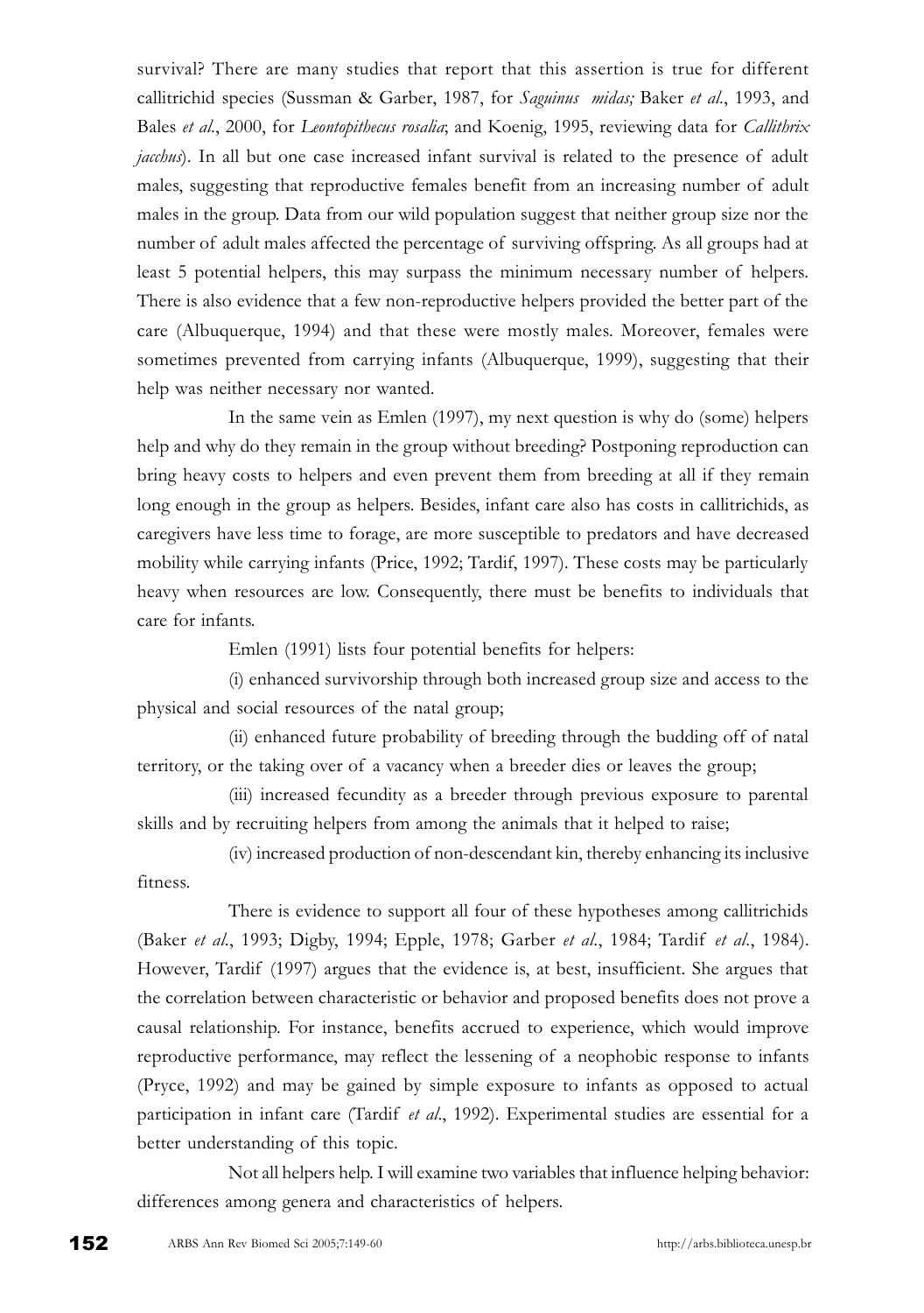survival? There are many studies that report that this assertion is true for different callitrichid species (Sussman & Garber, 1987, for *Saguinus midas;* Baker *et al*., 1993, and Bales *et al*., 2000, for *Leontopithecus rosalia*; and Koenig, 1995, reviewing data for *Callithrix jacchus*). In all but one case increased infant survival is related to the presence of adult males, suggesting that reproductive females benefit from an increasing number of adult males in the group. Data from our wild population suggest that neither group size nor the number of adult males affected the percentage of surviving offspring. As all groups had at least 5 potential helpers, this may surpass the minimum necessary number of helpers. There is also evidence that a few non-reproductive helpers provided the better part of the care (Albuquerque, 1994) and that these were mostly males. Moreover, females were sometimes prevented from carrying infants (Albuquerque, 1999), suggesting that their help was neither necessary nor wanted.

In the same vein as Emlen (1997), my next question is why do (some) helpers help and why do they remain in the group without breeding? Postponing reproduction can bring heavy costs to helpers and even prevent them from breeding at all if they remain long enough in the group as helpers. Besides, infant care also has costs in callitrichids, as caregivers have less time to forage, are more susceptible to predators and have decreased mobility while carrying infants (Price, 1992; Tardif, 1997). These costs may be particularly heavy when resources are low. Consequently, there must be benefits to individuals that care for infants.

Emlen (1991) lists four potential benefits for helpers:

(i) enhanced survivorship through both increased group size and access to the physical and social resources of the natal group;

(ii) enhanced future probability of breeding through the budding off of natal territory, or the taking over of a vacancy when a breeder dies or leaves the group;

(iii) increased fecundity as a breeder through previous exposure to parental skills and by recruiting helpers from among the animals that it helped to raise;

(iv) increased production of non-descendant kin, thereby enhancing its inclusive fitness.

There is evidence to support all four of these hypotheses among callitrichids (Baker *et al*., 1993; Digby, 1994; Epple, 1978; Garber *et al*., 1984; Tardif *et al*., 1984). However, Tardif (1997) argues that the evidence is, at best, insufficient. She argues that the correlation between characteristic or behavior and proposed benefits does not prove a causal relationship. For instance, benefits accrued to experience, which would improve reproductive performance, may reflect the lessening of a neophobic response to infants (Pryce, 1992) and may be gained by simple exposure to infants as opposed to actual participation in infant care (Tardif *et al*., 1992). Experimental studies are essential for a better understanding of this topic.

Not all helpers help. I will examine two variables that influence helping behavior: differences among genera and characteristics of helpers.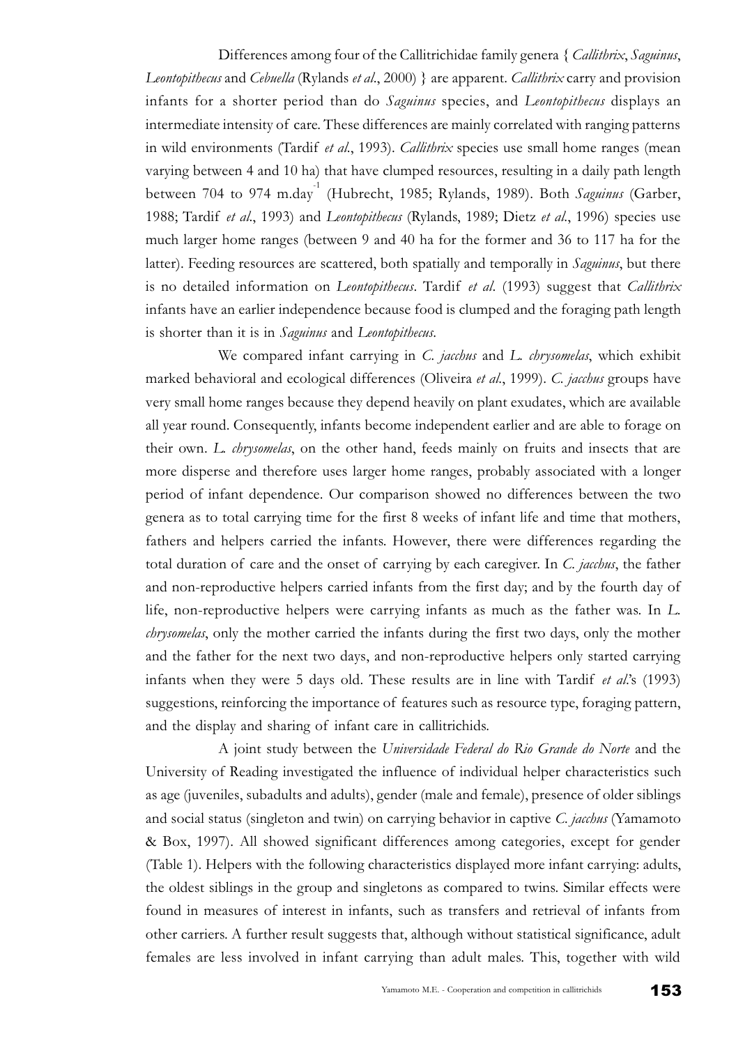Differences among four of the Callitrichidae family genera { *Callithrix*, *Saguinus*, *Leontopithecus* and *Cebuella* (Rylands *et al*., 2000) } are apparent. *Callithrix* carry and provision infants for a shorter period than do *Saguinus* species, and *Leontopithecus* displays an intermediate intensity of care. These differences are mainly correlated with ranging patterns in wild environments (Tardif *et al*., 1993). *Callithrix* species use small home ranges (mean varying between 4 and 10 ha) that have clumped resources, resulting in a daily path length between 704 to 974 m.day$^{-1}$ (Hubrecht, 1985; Rylands, 1989). Both *Saguinus* (Garber, 1988; Tardif *et al*., 1993) and *Leontopithecus* (Rylands, 1989; Dietz *et al*., 1996) species use much larger home ranges (between 9 and 40 ha for the former and 36 to 117 ha for the latter). Feeding resources are scattered, both spatially and temporally in *Saguinus*, but there is no detailed information on *Leontopithecus*. Tardif *et al*. (1993) suggest that *Callithrix* infants have an earlier independence because food is clumped and the foraging path length is shorter than it is in *Saguinus* and *Leontopithecus*.

We compared infant carrying in *C. jacchus* and *L. chrysomelas*, which exhibit marked behavioral and ecological differences (Oliveira *et al*., 1999). *C. jacchus* groups have very small home ranges because they depend heavily on plant exudates, which are available all year round. Consequently, infants become independent earlier and are able to forage on their own. *L. chrysomelas*, on the other hand, feeds mainly on fruits and insects that are more disperse and therefore uses larger home ranges, probably associated with a longer period of infant dependence. Our comparison showed no differences between the two genera as to total carrying time for the first 8 weeks of infant life and time that mothers, fathers and helpers carried the infants. However, there were differences regarding the total duration of care and the onset of carrying by each caregiver. In *C. jacchus*, the father and non-reproductive helpers carried infants from the first day; and by the fourth day of life, non-reproductive helpers were carrying infants as much as the father was. In *L. chrysomelas*, only the mother carried the infants during the first two days, only the mother and the father for the next two days, and non-reproductive helpers only started carrying infants when they were 5 days old. These results are in line with Tardif *et al*.'s (1993) suggestions, reinforcing the importance of features such as resource type, foraging pattern, and the display and sharing of infant care in callitrichids.

A joint study between the *Universidade Federal do Rio Grande do Norte* and the University of Reading investigated the influence of individual helper characteristics such as age (juveniles, subadults and adults), gender (male and female), presence of older siblings and social status (singleton and twin) on carrying behavior in captive *C. jacchus* (Yamamoto & Box, 1997). All showed significant differences among categories, except for gender (Table 1). Helpers with the following characteristics displayed more infant carrying: adults, the oldest siblings in the group and singletons as compared to twins. Similar effects were found in measures of interest in infants, such as transfers and retrieval of infants from other carriers. A further result suggests that, although without statistical significance, adult females are less involved in infant carrying than adult males. This, together with wild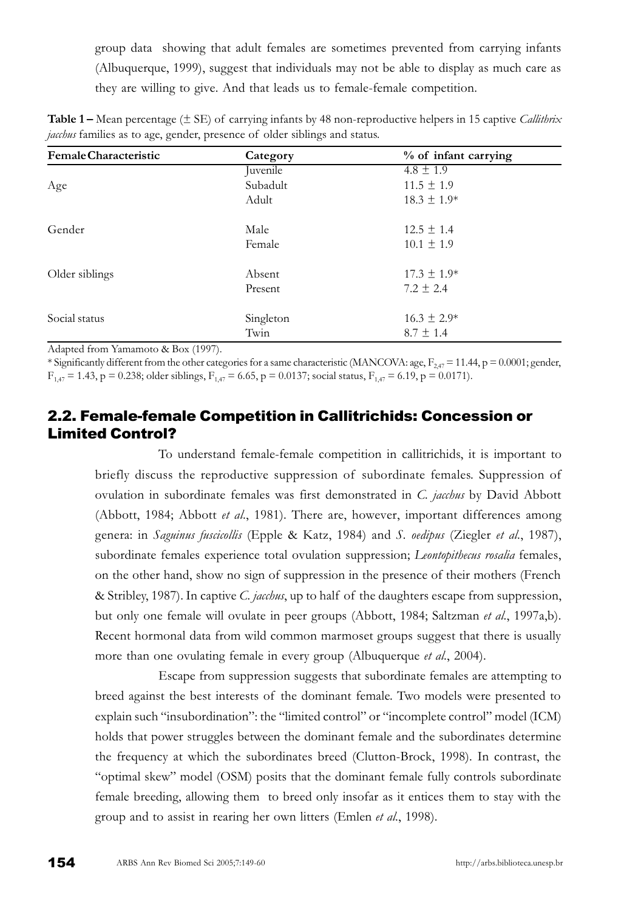group data showing that adult females are sometimes prevented from carrying infants (Albuquerque, 1999), suggest that individuals may not be able to display as much care as they are willing to give. And that leads us to female-female competition.

**Table 1 –** Mean percentage (± SE) of carrying infants by 48 non-reproductive helpers in 15 captive *Callithrix jacchus* families as to age, gender, presence of older siblings and status.

| Female Characteristic | Category | % of infant carrying |
|---|---|---|
| Age | Juvenile | 4.8 ± 1.9 |
| | Subadult | 11.5 ± 1.9 |
| | Adult | 18.3 ± 1.9* |
| Gender | Male | 12.5 ± 1.4 |
| | Female | 10.1 ± 1.9 |
| Older siblings | Absent | 17.3 ± 1.9* |
| | Present | 7.2 ± 2.4 |
| Social status | Singleton | 16.3 ± 2.9* |
| | Twin | 8.7 ± 1.4 |

Adapted from Yamamoto & Box (1997).

* Significantly different from the other categories for a same characteristic (MANCOVA: age, $F_{2,47} = 11.44$, $p = 0.0001$; gender, $F_{1,47} = 1.43$, $p = 0.238$; older siblings, $F_{1,47} = 6.65$, $p = 0.0137$; social status, $F_{1,47} = 6.19$, $p = 0.0171$).

## 2.2. Female-female Competition in Callitrichids: Concession or Limited Control?

To understand female-female competition in callitrichids, it is important to briefly discuss the reproductive suppression of subordinate females. Suppression of ovulation in subordinate females was first demonstrated in *C. jacchus* by David Abbott (Abbott, 1984; Abbott *et al.*, 1981). There are, however, important differences among genera: in *Saguinus fuscicollis* (Epple & Katz, 1984) and *S. oedipus* (Ziegler *et al.*, 1987), subordinate females experience total ovulation suppression; *Leontopithecus rosalia* females, on the other hand, show no sign of suppression in the presence of their mothers (French & Stribley, 1987). In captive *C. jacchus*, up to half of the daughters escape from suppression, but only one female will ovulate in peer groups (Abbott, 1984; Saltzman *et al.*, 1997a,b). Recent hormonal data from wild common marmoset groups suggest that there is usually more than one ovulating female in every group (Albuquerque *et al.*, 2004).

Escape from suppression suggests that subordinate females are attempting to breed against the best interests of the dominant female. Two models were presented to explain such "insubordination": the "limited control" or "incomplete control" model (ICM) holds that power struggles between the dominant female and the subordinates determine the frequency at which the subordinates breed (Clutton-Brock, 1998). In contrast, the "optimal skew" model (OSM) posits that the dominant female fully controls subordinate female breeding, allowing them to breed only insofar as it entices them to stay with the group and to assist in rearing her own litters (Emlen *et al.*, 1998).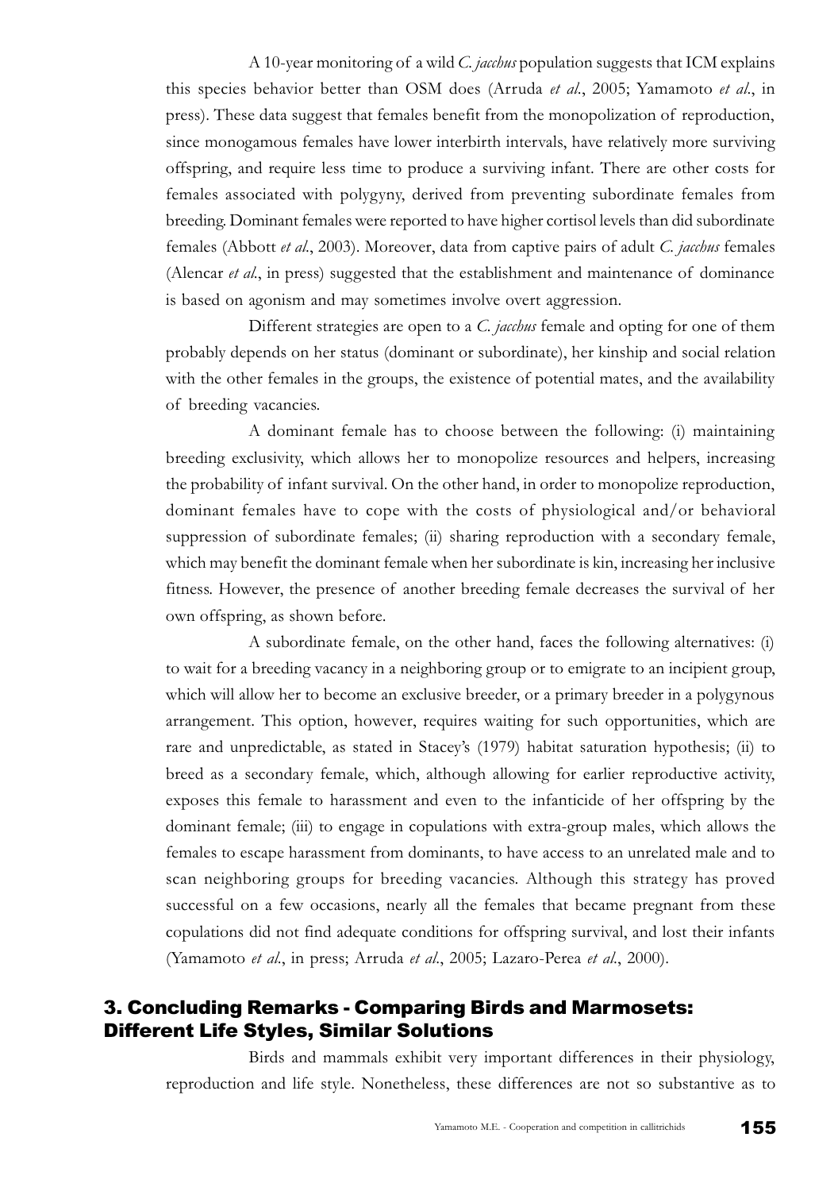A 10-year monitoring of a wild *C. jacchus* population suggests that ICM explains this species behavior better than OSM does (Arruda *et al.*, 2005; Yamamoto *et al.*, in press). These data suggest that females benefit from the monopolization of reproduction, since monogamous females have lower interbirth intervals, have relatively more surviving offspring, and require less time to produce a surviving infant. There are other costs for females associated with polygyny, derived from preventing subordinate females from breeding. Dominant females were reported to have higher cortisol levels than did subordinate females (Abbott *et al.*, 2003). Moreover, data from captive pairs of adult *C. jacchus* females (Alencar *et al.*, in press) suggested that the establishment and maintenance of dominance is based on agonism and may sometimes involve overt aggression.

Different strategies are open to a *C. jacchus* female and opting for one of them probably depends on her status (dominant or subordinate), her kinship and social relation with the other females in the groups, the existence of potential mates, and the availability of breeding vacancies.

A dominant female has to choose between the following: (i) maintaining breeding exclusivity, which allows her to monopolize resources and helpers, increasing the probability of infant survival. On the other hand, in order to monopolize reproduction, dominant females have to cope with the costs of physiological and/or behavioral suppression of subordinate females; (ii) sharing reproduction with a secondary female, which may benefit the dominant female when her subordinate is kin, increasing her inclusive fitness. However, the presence of another breeding female decreases the survival of her own offspring, as shown before.

A subordinate female, on the other hand, faces the following alternatives: (i) to wait for a breeding vacancy in a neighboring group or to emigrate to an incipient group, which will allow her to become an exclusive breeder, or a primary breeder in a polygynous arrangement. This option, however, requires waiting for such opportunities, which are rare and unpredictable, as stated in Stacey's (1979) habitat saturation hypothesis; (ii) to breed as a secondary female, which, although allowing for earlier reproductive activity, exposes this female to harassment and even to the infanticide of her offspring by the dominant female; (iii) to engage in copulations with extra-group males, which allows the females to escape harassment from dominants, to have access to an unrelated male and to scan neighboring groups for breeding vacancies. Although this strategy has proved successful on a few occasions, nearly all the females that became pregnant from these copulations did not find adequate conditions for offspring survival, and lost their infants (Yamamoto *et al.*, in press; Arruda *et al.*, 2005; Lazaro-Perea *et al.*, 2000).

## 3. Concluding Remarks - Comparing Birds and Marmosets: Different Life Styles, Similar Solutions

Birds and mammals exhibit very important differences in their physiology, reproduction and life style. Nonetheless, these differences are not so substantive as to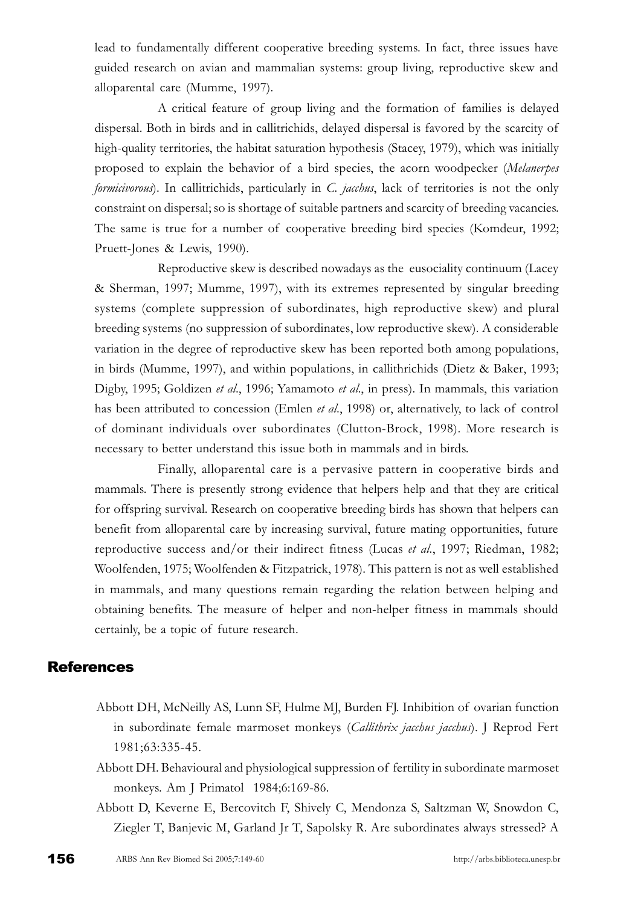lead to fundamentally different cooperative breeding systems. In fact, three issues have guided research on avian and mammalian systems: group living, reproductive skew and alloparental care (Mumme, 1997).

A critical feature of group living and the formation of families is delayed dispersal. Both in birds and in callitrichids, delayed dispersal is favored by the scarcity of high-quality territories, the habitat saturation hypothesis (Stacey, 1979), which was initially proposed to explain the behavior of a bird species, the acorn woodpecker (*Melanerpes formicivorous*). In callitrichids, particularly in *C. jacchus*, lack of territories is not the only constraint on dispersal; so is shortage of suitable partners and scarcity of breeding vacancies. The same is true for a number of cooperative breeding bird species (Komdeur, 1992; Pruett-Jones & Lewis, 1990).

Reproductive skew is described nowadays as the eusociality continuum (Lacey & Sherman, 1997; Mumme, 1997), with its extremes represented by singular breeding systems (complete suppression of subordinates, high reproductive skew) and plural breeding systems (no suppression of subordinates, low reproductive skew). A considerable variation in the degree of reproductive skew has been reported both among populations, in birds (Mumme, 1997), and within populations, in callithrichids (Dietz & Baker, 1993; Digby, 1995; Goldizen *et al.*, 1996; Yamamoto *et al.*, in press). In mammals, this variation has been attributed to concession (Emlen *et al.*, 1998) or, alternatively, to lack of control of dominant individuals over subordinates (Clutton-Brock, 1998). More research is necessary to better understand this issue both in mammals and in birds.

Finally, alloparental care is a pervasive pattern in cooperative birds and mammals. There is presently strong evidence that helpers help and that they are critical for offspring survival. Research on cooperative breeding birds has shown that helpers can benefit from alloparental care by increasing survival, future mating opportunities, future reproductive success and/or their indirect fitness (Lucas *et al.*, 1997; Riedman, 1982; Woolfenden, 1975; Woolfenden & Fitzpatrick, 1978). This pattern is not as well established in mammals, and many questions remain regarding the relation between helping and obtaining benefits. The measure of helper and non-helper fitness in mammals should certainly, be a topic of future research.

## References

Abbott DH, McNeilly AS, Lunn SF, Hulme MJ, Burden FJ. Inhibition of ovarian function in subordinate female marmoset monkeys (*Callithrix jacchus jacchus*). J Reprod Fert 1981;63:335-45.

Abbott DH. Behavioural and physiological suppression of fertility in subordinate marmoset monkeys. Am J Primatol 1984;6:169-86.

Abbott D, Keverne E, Bercovitch F, Shively C, Mendonza S, Saltzman W, Snowdon C, Ziegler T, Banjevic M, Garland Jr T, Sapolsky R. Are subordinates always stressed? A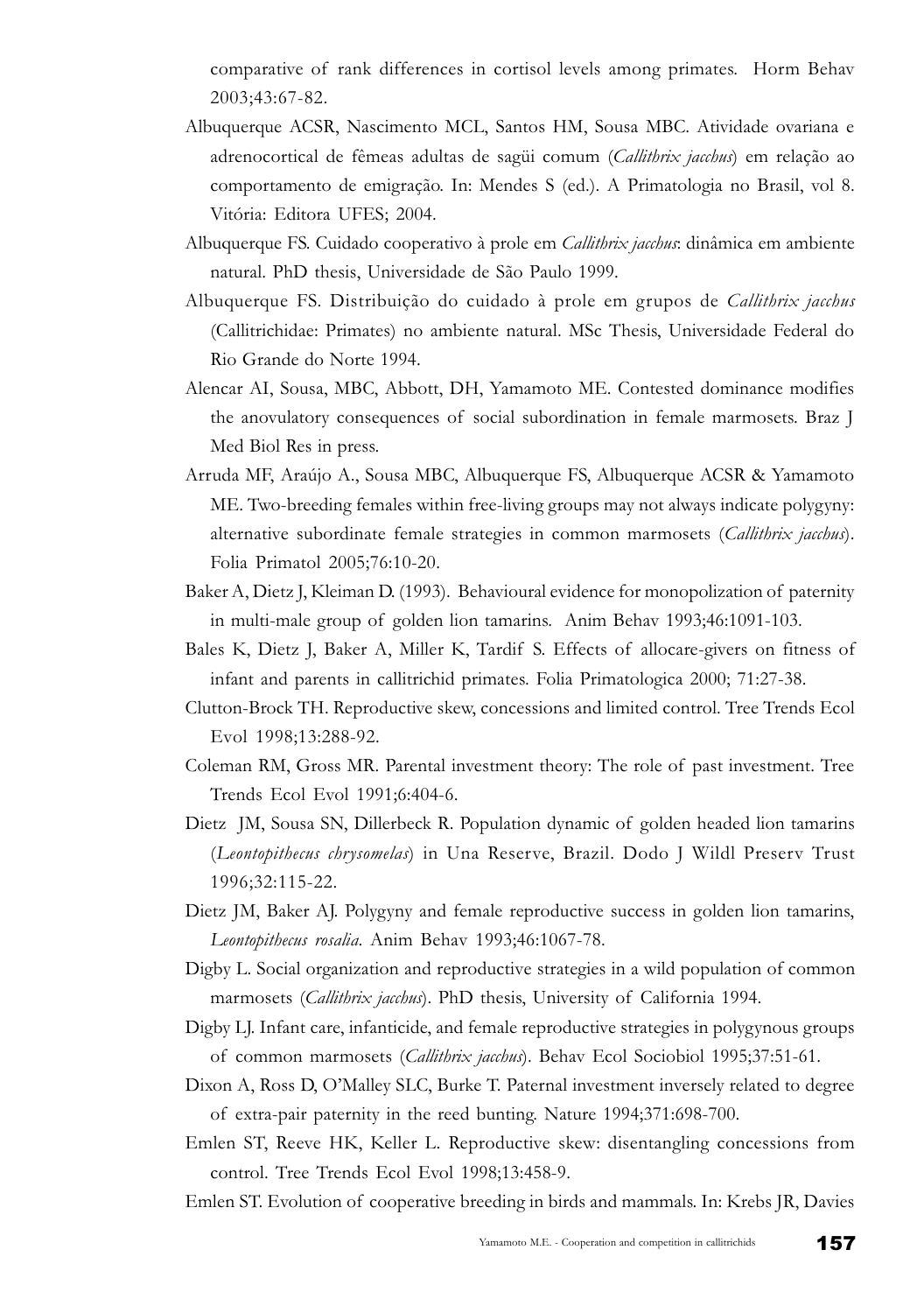comparative of rank differences in cortisol levels among primates. Horm Behav 2003;43:67-82.

Albuquerque ACSR, Nascimento MCL, Santos HM, Sousa MBC. Atividade ovariana e adrenocortical de fêmeas adultas de sagüi comum (*Callithrix jacchus*) em relação ao comportamento de emigração. In: Mendes S (ed.). A Primatologia no Brasil, vol 8. Vitória: Editora UFES; 2004.

Albuquerque FS. Cuidado cooperativo à prole em *Callithrix jacchus*: dinâmica em ambiente natural. PhD thesis, Universidade de São Paulo 1999.

Albuquerque FS. Distribuição do cuidado à prole em grupos de *Callithrix jacchus* (Callitrichidae: Primates) no ambiente natural. MSc Thesis, Universidade Federal do Rio Grande do Norte 1994.

Alencar AI, Sousa, MBC, Abbott, DH, Yamamoto ME. Contested dominance modifies the anovulatory consequences of social subordination in female marmosets. Braz J Med Biol Res in press.

Arruda MF, Araújo A., Sousa MBC, Albuquerque FS, Albuquerque ACSR & Yamamoto ME. Two-breeding females within free-living groups may not always indicate polygyny: alternative subordinate female strategies in common marmosets (*Callithrix jacchus*). Folia Primatol 2005;76:10-20.

Baker A, Dietz J, Kleiman D. (1993). Behavioural evidence for monopolization of paternity in multi-male group of golden lion tamarins. Anim Behav 1993;46:1091-103.

Bales K, Dietz J, Baker A, Miller K, Tardif S. Effects of allocare-givers on fitness of infant and parents in callitrichid primates. Folia Primatologica 2000; 71:27-38.

Clutton-Brock TH. Reproductive skew, concessions and limited control. Tree Trends Ecol Evol 1998;13:288-92.

Coleman RM, Gross MR. Parental investment theory: The role of past investment. Tree Trends Ecol Evol 1991;6:404-6.

Dietz JM, Sousa SN, Dillerbeck R. Population dynamic of golden headed lion tamarins (*Leontopithecus chrysomelas*) in Una Reserve, Brazil. Dodo J Wildl Preserv Trust 1996;32:115-22.

Dietz JM, Baker AJ. Polygyny and female reproductive success in golden lion tamarins, *Leontopithecus rosalia*. Anim Behav 1993;46:1067-78.

Digby L. Social organization and reproductive strategies in a wild population of common marmosets (*Callithrix jacchus*). PhD thesis, University of California 1994.

Digby LJ. Infant care, infanticide, and female reproductive strategies in polygynous groups of common marmosets (*Callithrix jacchus*). Behav Ecol Sociobiol 1995;37:51-61.

Dixon A, Ross D, O'Malley SLC, Burke T. Paternal investment inversely related to degree of extra-pair paternity in the reed bunting. Nature 1994;371:698-700.

Emlen ST, Reeve HK, Keller L. Reproductive skew: disentangling concessions from control. Tree Trends Ecol Evol 1998;13:458-9.

Emlen ST. Evolution of cooperative breeding in birds and mammals. In: Krebs JR, Davies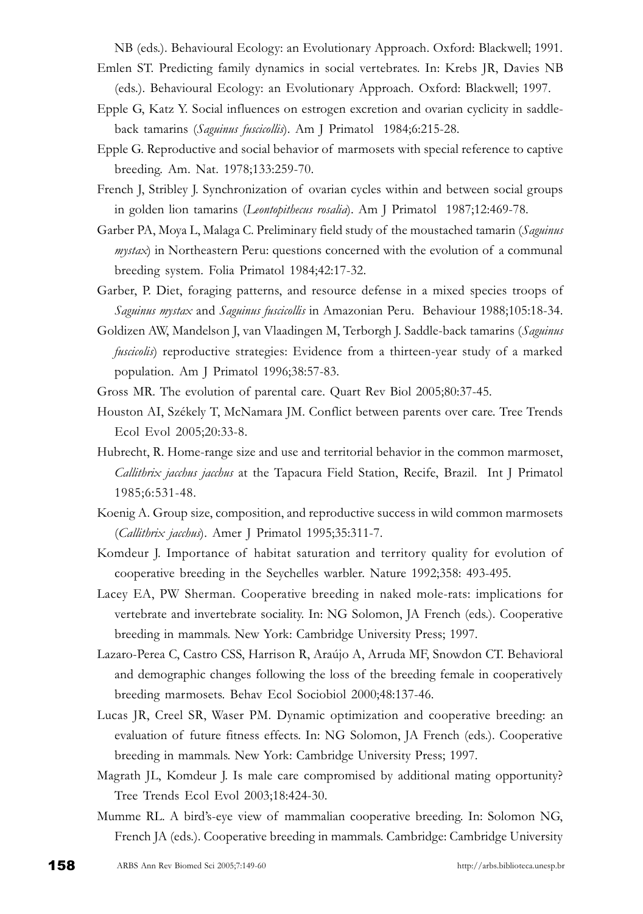NB (eds.). Behavioural Ecology: an Evolutionary Approach. Oxford: Blackwell; 1991.

Emlen ST. Predicting family dynamics in social vertebrates. In: Krebs JR, Davies NB (eds.). Behavioural Ecology: an Evolutionary Approach. Oxford: Blackwell; 1997.

Epple G, Katz Y. Social influences on estrogen excretion and ovarian cyclicity in saddle-back tamarins (*Saguinus fuscicollis*). Am J Primatol 1984;6:215-28.

Epple G. Reproductive and social behavior of marmosets with special reference to captive breeding. Am. Nat. 1978;133:259-70.

French J, Stribley J. Synchronization of ovarian cycles within and between social groups in golden lion tamarins (*Leontopithecus rosalia*). Am J Primatol 1987;12:469-78.

Garber PA, Moya L, Malaga C. Preliminary field study of the moustached tamarin (*Saguinus mystax*) in Northeastern Peru: questions concerned with the evolution of a communal breeding system. Folia Primatol 1984;42:17-32.

Garber, P. Diet, foraging patterns, and resource defense in a mixed species troops of *Saguinus mystax* and *Saguinus fuscicollis* in Amazonian Peru. Behaviour 1988;105:18-34.

Goldizen AW, Mandelson J, van Vlaadingen M, Terborgh J. Saddle-back tamarins (*Saguinus fuscicolis*) reproductive strategies: Evidence from a thirteen-year study of a marked population. Am J Primatol 1996;38:57-83.

Gross MR. The evolution of parental care. Quart Rev Biol 2005;80:37-45.

Houston AI, Székely T, McNamara JM. Conflict between parents over care. Tree Trends Ecol Evol 2005;20:33-8.

Hubrecht, R. Home-range size and use and territorial behavior in the common marmoset, *Callithrix jacchus jacchus* at the Tapacura Field Station, Recife, Brazil. Int J Primatol 1985;6:531-48.

Koenig A. Group size, composition, and reproductive success in wild common marmosets (*Callithrix jacchus*). Amer J Primatol 1995;35:311-7.

Komdeur J. Importance of habitat saturation and territory quality for evolution of cooperative breeding in the Seychelles warbler. Nature 1992;358: 493-495.

Lacey EA, PW Sherman. Cooperative breeding in naked mole-rats: implications for vertebrate and invertebrate sociality. In: NG Solomon, JA French (eds.). Cooperative breeding in mammals. New York: Cambridge University Press; 1997.

Lazaro-Perea C, Castro CSS, Harrison R, Araújo A, Arruda MF, Snowdon CT. Behavioral and demographic changes following the loss of the breeding female in cooperatively breeding marmosets. Behav Ecol Sociobiol 2000;48:137-46.

Lucas JR, Creel SR, Waser PM. Dynamic optimization and cooperative breeding: an evaluation of future fitness effects. In: NG Solomon, JA French (eds.). Cooperative breeding in mammals. New York: Cambridge University Press; 1997.

Magrath JL, Komdeur J. Is male care compromised by additional mating opportunity? Tree Trends Ecol Evol 2003;18:424-30.

Mumme RL. A bird's-eye view of mammalian cooperative breeding. In: Solomon NG, French JA (eds.). Cooperative breeding in mammals. Cambridge: Cambridge University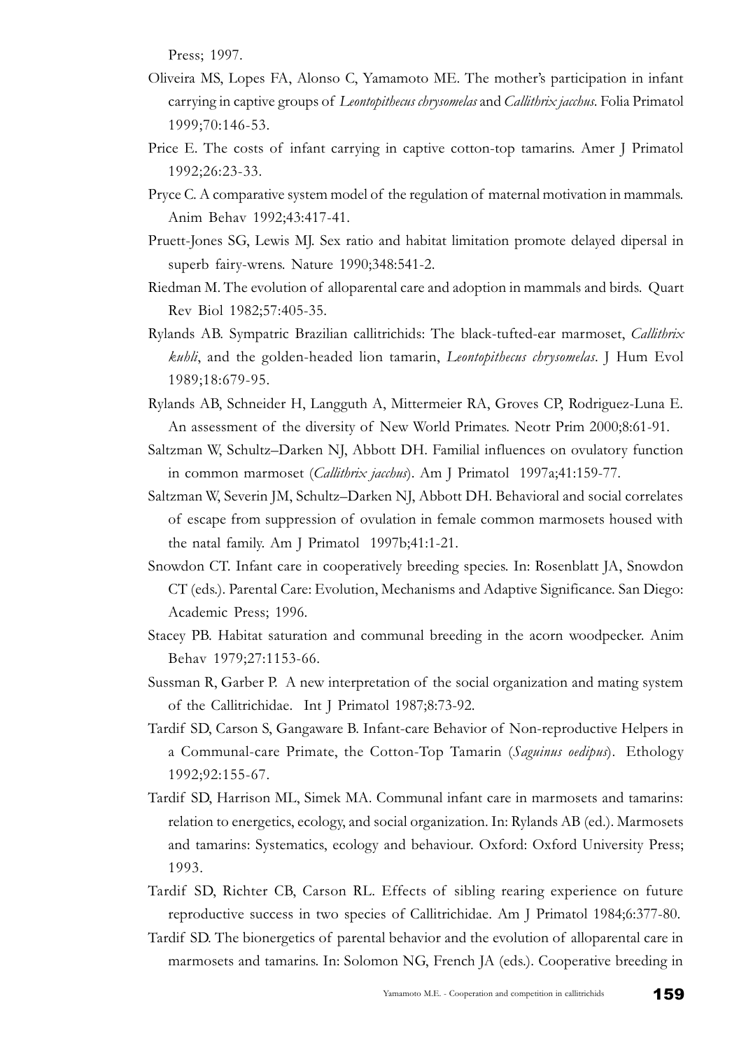Press; 1997.

Oliveira MS, Lopes FA, Alonso C, Yamamoto ME. The mother's participation in infant carrying in captive groups of *Leontopithecus chrysomelas* and *Callithrix jacchus*. Folia Primatol 1999;70:146-53.

Price E. The costs of infant carrying in captive cotton-top tamarins. Amer J Primatol 1992;26:23-33.

Pryce C. A comparative system model of the regulation of maternal motivation in mammals. Anim Behav 1992;43:417-41.

Pruett-Jones SG, Lewis MJ. Sex ratio and habitat limitation promote delayed dipersal in superb fairy-wrens. Nature 1990;348:541-2.

Riedman M. The evolution of alloparental care and adoption in mammals and birds. Quart Rev Biol 1982;57:405-35.

Rylands AB. Sympatric Brazilian callitrichids: The black-tufted-ear marmoset, *Callithrix kuhli*, and the golden-headed lion tamarin, *Leontopithecus chrysomelas*. J Hum Evol 1989;18:679-95.

Rylands AB, Schneider H, Langguth A, Mittermeier RA, Groves CP, Rodriguez-Luna E. An assessment of the diversity of New World Primates. Neotr Prim 2000;8:61-91.

Saltzman W, Schultz–Darken NJ, Abbott DH. Familial influences on ovulatory function in common marmoset (*Callithrix jacchus*). Am J Primatol 1997a;41:159-77.

Saltzman W, Severin JM, Schultz–Darken NJ, Abbott DH. Behavioral and social correlates of escape from suppression of ovulation in female common marmosets housed with the natal family. Am J Primatol 1997b;41:1-21.

Snowdon CT. Infant care in cooperatively breeding species. In: Rosenblatt JA, Snowdon CT (eds.). Parental Care: Evolution, Mechanisms and Adaptive Significance. San Diego: Academic Press; 1996.

Stacey PB. Habitat saturation and communal breeding in the acorn woodpecker. Anim Behav 1979;27:1153-66.

Sussman R, Garber P. A new interpretation of the social organization and mating system of the Callitrichidae. Int J Primatol 1987;8:73-92.

Tardif SD, Carson S, Gangaware B. Infant-care Behavior of Non-reproductive Helpers in a Communal-care Primate, the Cotton-Top Tamarin (*Saguinus oedipus*). Ethology 1992;92:155-67.

Tardif SD, Harrison ML, Simek MA. Communal infant care in marmosets and tamarins: relation to energetics, ecology, and social organization. In: Rylands AB (ed.). Marmosets and tamarins: Systematics, ecology and behaviour. Oxford: Oxford University Press; 1993.

Tardif SD, Richter CB, Carson RL. Effects of sibling rearing experience on future reproductive success in two species of Callitrichidae. Am J Primatol 1984;6:377-80.

Tardif SD. The bionergetics of parental behavior and the evolution of alloparental care in marmosets and tamarins. In: Solomon NG, French JA (eds.). Cooperative breeding in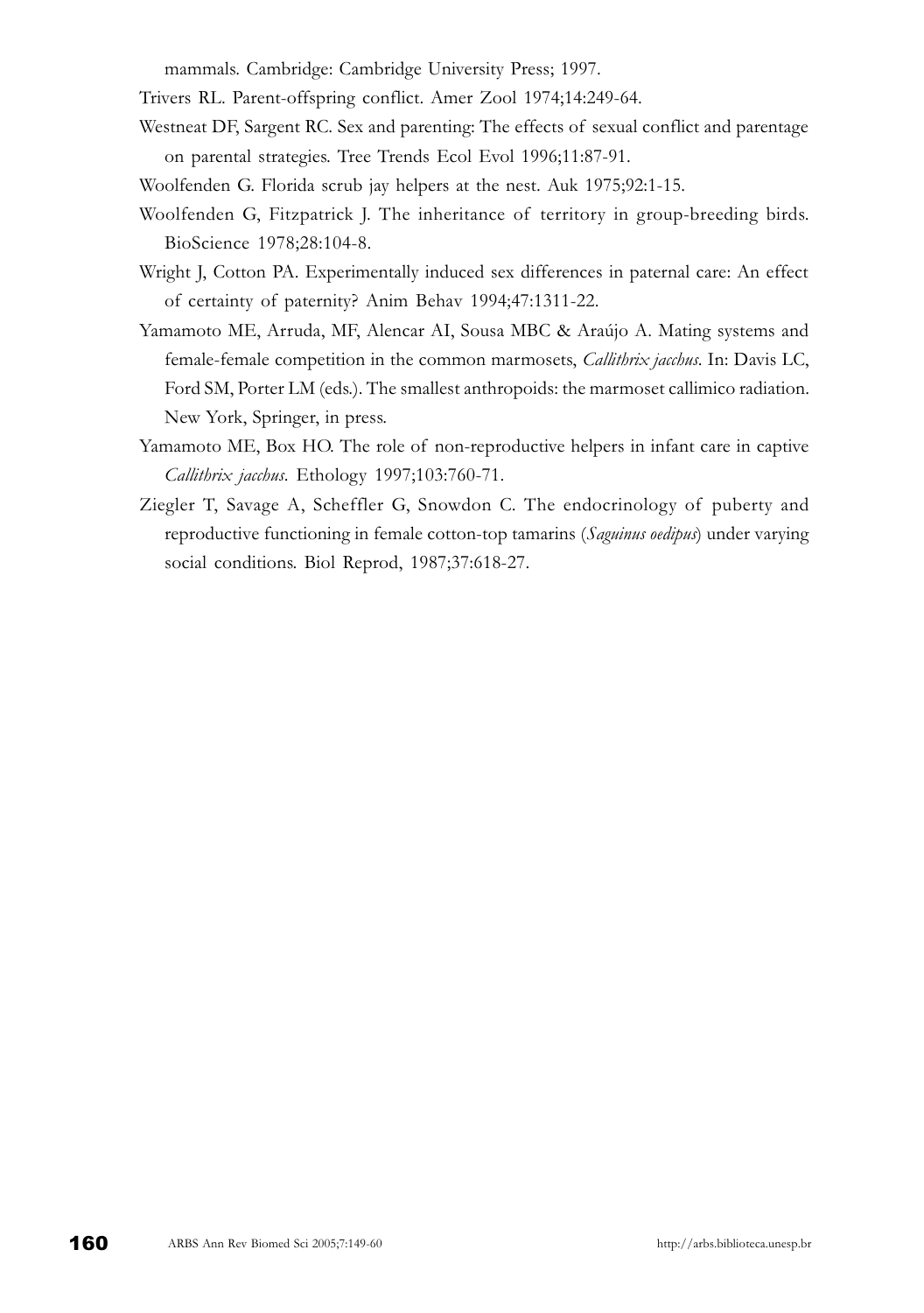mammals. Cambridge: Cambridge University Press; 1997.

Trivers RL. Parent-offspring conflict. Amer Zool 1974;14:249-64.

Westneat DF, Sargent RC. Sex and parenting: The effects of sexual conflict and parentage on parental strategies. Tree Trends Ecol Evol 1996;11:87-91.

Woolfenden G. Florida scrub jay helpers at the nest. Auk 1975;92:1-15.

Woolfenden G, Fitzpatrick J. The inheritance of territory in group-breeding birds. BioScience 1978;28:104-8.

Wright J, Cotton PA. Experimentally induced sex differences in paternal care: An effect of certainty of paternity? Anim Behav 1994;47:1311-22.

Yamamoto ME, Arruda, MF, Alencar AI, Sousa MBC & Araújo A. Mating systems and female-female competition in the common marmosets, *Callithrix jacchus*. In: Davis LC, Ford SM, Porter LM (eds.). The smallest anthropoids: the marmoset callimico radiation. New York, Springer, in press.

Yamamoto ME, Box HO. The role of non-reproductive helpers in infant care in captive *Callithrix jacchus*. Ethology 1997;103:760-71.

Ziegler T, Savage A, Scheffler G, Snowdon C. The endocrinology of puberty and reproductive functioning in female cotton-top tamarins (*Saguinus oedipus*) under varying social conditions. Biol Reprod, 1987;37:618-27.